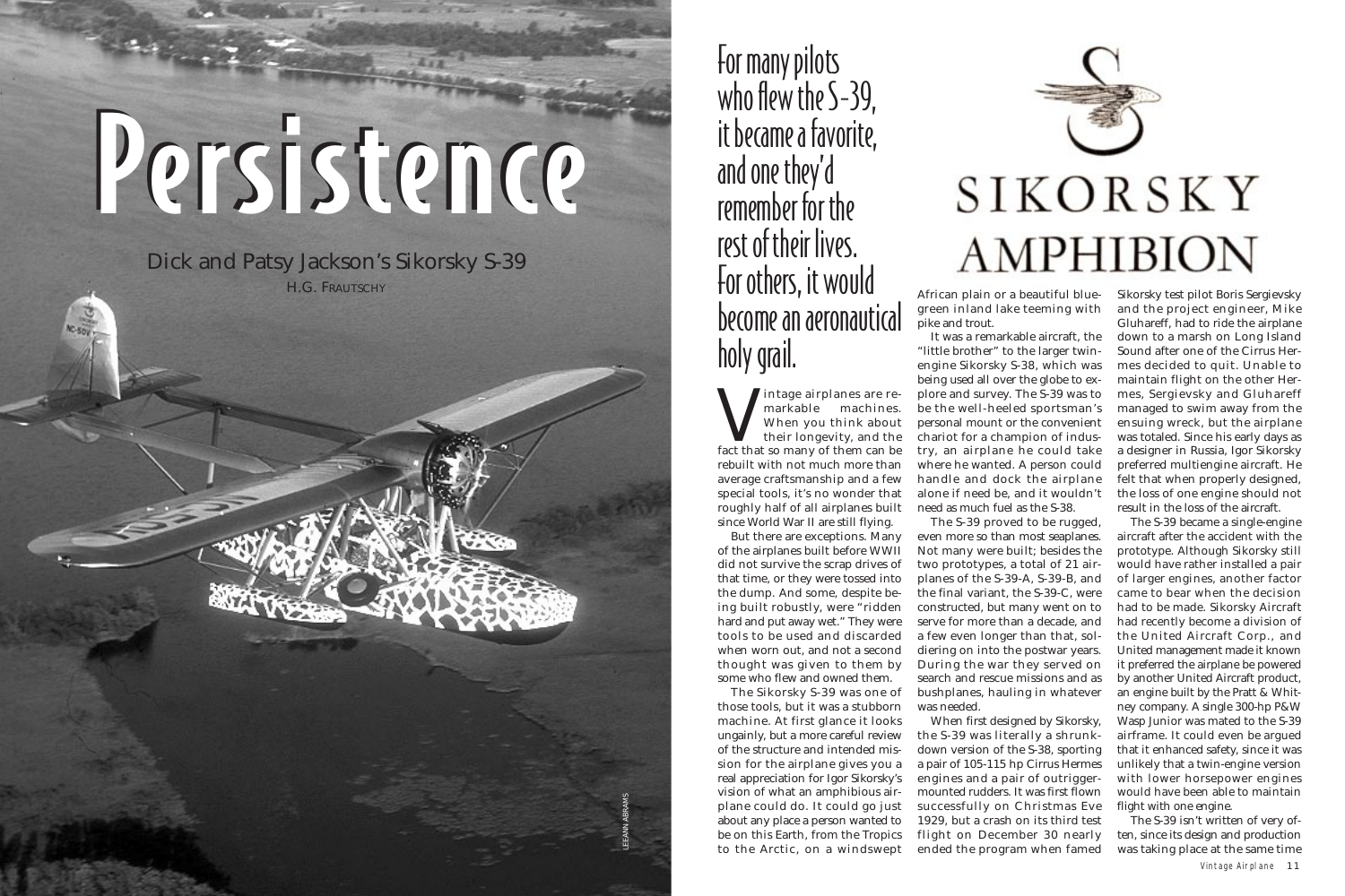# Persistence

## Dick and Patsy Jackson's Sikorsky S-39

H.G. FRAUTSCHY

LEEANN ABRAMS

For many pilots who flew the S-39, it became a favorite, and one they'd remember for the rest of their lives. For others, it would become an aeronautical holy grail.

## SIKORSKY AMPHIBION

Vintage airplanes are remarkable machines. When you think about their longevity, and the fact that so many of them can be rebuilt with not much more than average craftsmanship and a few special tools, it's no wonder that roughly half of all airplanes built since World War II are still flying.

But there are exceptions. Many of the airplanes built before WWII did not survive the scrap drives of that time, or they were tossed into the dump. And some, despite being built robustly, were "ridden hard and put away wet." They were tools to be used and discarded when worn out, and not a second thought was given to them by some who flew and owned them.

The Sikorsky S-39 was one of those tools, but it was a stubborn machine. At first glance it looks ungainly, but a more careful review of the structure and intended mission for the airplane gives you a real appreciation for Igor Sikorsky's vision of what an amphibious airplane could do. It could go just about any place a person wanted to be on this Earth, from the Tropics to the Arctic, on a windswept African plain or a beautiful blue-green inland lake teeming with pike and trout.

It was a remarkable aircraft, the "little brother" to the larger twin-engine Sikorsky S-38, which was being used all over the globe to explore and survey. The S-39 was to be the well-heeled sportsman's personal mount or the convenient chariot for a champion of industry, an airplane he could take where he wanted. A person could handle and dock the airplane alone if need be, and it wouldn't need as much fuel as the S-38.

The S-39 proved to be rugged, even more so than most seaplanes. Not many were built; besides the two prototypes, a total of 21 airplanes of the S-39-A, S-39-B, and the final variant, the S-39-C, were constructed, but many went on to serve for more than a decade, and a few even longer than that, soldiering on into the postwar years. During the war they served on search and rescue missions and as bushplanes, hauling in whatever was needed.

When first designed by Sikorsky, the S-39 was literally a shrunk-down version of the S-38, sporting a pair of 105-115 hp Cirrus Hermes engines and a pair of outrigger-mounted rudders. It was first flown successfully on Christmas Eve 1929, but a crash on its third test flight on December 30 nearly ended the program when famed Sikorsky test pilot Boris Sergievsky and the project engineer, Mike Gluhareff, had to ride the airplane down to a marsh on Long Island Sound after one of the Cirrus Hermes decided to quit. Unable to maintain flight on the other Hermes, Sergievsky and Gluhareff managed to swim away from the ensuing wreck, but the airplane was totaled. Since his early days as a designer in Russia, Igor Sikorsky preferred multiengine aircraft. He felt that when properly designed, the loss of one engine should not result in the loss of the aircraft.

The S-39 became a single-engine aircraft after the accident with the prototype. Although Sikorsky still would have rather installed a pair of larger engines, another factor came to bear when the decision had to be made. Sikorsky Aircraft had recently become a division of the United Aircraft Corp., and United management made it known it preferred the airplane be powered by another United Aircraft product, an engine built by the Pratt & Whitney company. A single 300-hp P&W Wasp Junior was mated to the S-39 airframe. It could even be argued that it enhanced safety, since it was unlikely that a twin-engine version with lower horsepower engines would have been able to maintain flight with one engine.

The S-39 isn't written of very often, since its design and production was taking place at the same time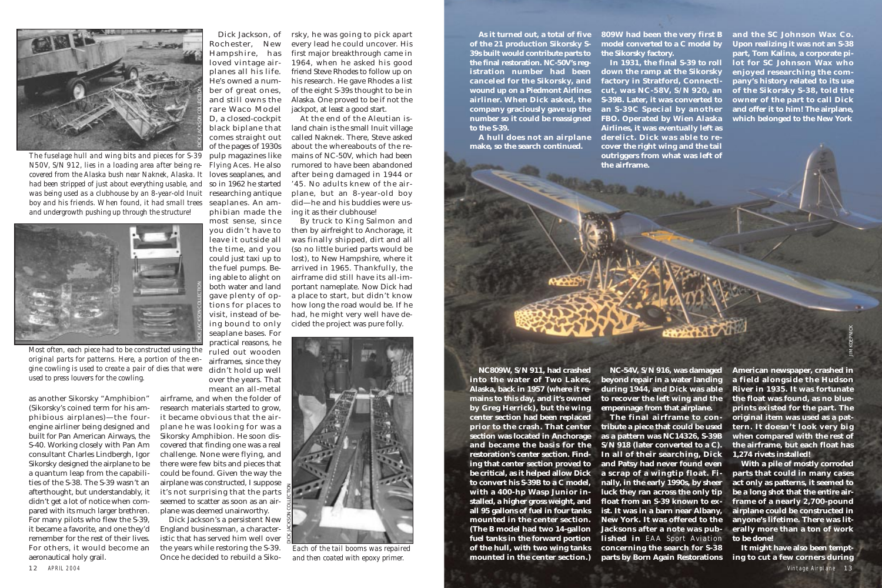The fuselage hull and wing bits and pieces for S-39 N50V, S/N 912, lies in a loading area after being recovered from the Alaska bush near Naknek, Alaska. It had been stripped of just about everything usable, and was being used as a clubhouse by an 8-year-old Inuit boy and his friends. When found, it had small trees and undergrowth pushing up through the structure!

Most often, each piece had to be constructed using the original parts for patterns. Here, a portion of the engine cowling is used to create a pair of dies that were used to press louvers for the cowling.

as another Sikorsky "Amphibion" (Sikorsky's coined term for his amphibious airplanes)—the four-engine airliner being designed and built for Pan American Airways, the S-40. Working closely with Pan Am consultant Charles Lindbergh, Igor Sikorsky designed the airplane to be a quantum leap from the capabilities of the S-38. The S-39 wasn't an afterthought, but understandably, it didn't get a lot of notice when compared with its much larger brethren. For many pilots who flew the S-39, it became a favorite, and one they'd remember for the rest of their lives. For others, it would become an aeronautical holy grail.

Dick Jackson, of Rochester, New Hampshire, has loved vintage airplanes all his life. He's owned a number of great ones, and still owns the rare Waco Model D, a closed-cockpit black biplane that comes straight out of the pages of 1930s pulp magazines like *Flying Aces*. He also loves seaplanes, and so in 1962 he started researching antique seaplanes. An amphibian made the most sense, since you didn't have to leave it outside all the time, and you could just taxi up to the fuel pumps. Being able to alight on both water and land gave plenty of options for places to visit, instead of being bound to only seaplane bases. For practical reasons, he ruled out wooden airframes, since they didn't hold up well over the years. That meant an all-metal airframe, and when the folder of research materials started to grow, it became obvious that the airplane he was looking for was a Sikorsky Amphibion. He soon discovered that finding one was a real challenge. None were flying, and there were few bits and pieces that could be found. Given the way the airplane was constructed, I suppose it's not surprising that the parts seemed to scatter as soon as an airplane was deemed unairworthy.

Dick Jackson's a persistent New England businessman, a characteristic that has served him well over the years while restoring the S-39. Once he decided to rebuild a Sikorsky, he was going to pick apart every lead he could uncover. His first major breakthrough came in 1964, when he asked his good friend Steve Rhodes to follow up on his research. He gave Rhodes a list of the eight S-39s thought to be in Alaska. One proved to be if not the jackpot, at least a good start.

At the end of the Aleutian island chain is the small Inuit village called Naknek. There, Steve asked about the whereabouts of the remains of NC-50V, which had been rumored to have been abandoned after being damaged in 1944 or '45. No adults knew of the airplane, but an 8-year-old boy did—he and his buddies were using it as their clubhouse!

By truck to King Salmon and then by airfreight to Anchorage, it was finally shipped, dirt and all (so no little buried parts would be lost), to New Hampshire, where it arrived in 1965. Thankfully, the airframe did still have its all-important nameplate. Now Dick had a place to start, but didn't know how long the road would be. If he had, he might very well have decided the project was pure folly.

Each of the tail booms was repaired and then coated with epoxy primer.

**As it turned out, a total of five of the 21 production Sikorsky S-39s built would contribute parts to the final restoration. NC-50V's registration number had been canceled for the Sikorsky, and wound up on a Piedmont Airlines airliner. When Dick asked, the company graciously gave up the number so it could be reassigned to the S-39.**

**A hull does not an airplane make, so the search continued.**

**NC809W, S/N 911, had crashed into the water of Two Lakes, Alaska, back in 1957 (where it remains to this day, and it's owned by Greg Herrick), but the wing center section had been replaced prior to the crash. That center section was located in Anchorage and became the basis for the restoration's center section. Finding that center section proved to be critical, as it helped allow Dick to convert his S-39B to a C model, with a 400-hp Wasp Junior installed, a higher gross weight, and all 95 gallons of fuel in four tanks mounted in the center section. (The B model had two 14-gallon fuel tanks in the forward portion of the hull, with two wing tanks mounted in the center section.)**

**809W had been the very first B model converted to a C model by the Sikorsky factory.**

**In 1931, the final S-39 to roll down the ramp at the Sikorsky factory in Stratford, Connecticut, was NC-58V, S/N 920, an S-39B. Later, it was converted to an S-39C Special by another FBO. Operated by Wien Alaska Airlines, it was eventually left as derelict. Dick was able to recover the right wing and the tail outriggers from what was left of the airframe.**

**NC-54V, S/N 916, was damaged beyond repair in a water landing during 1944, and Dick was able to recover the left wing and the empennage from that airplane.**

**The final airframe to contribute a piece that could be used as a pattern was NC14326, S-39B S/N 918 (later converted to a C). In all of their searching, Dick and Patsy had never found even a scrap of a wingtip float. Finally, in the early 1990s, by sheer luck they ran across the only tip float from an S-39 known to exist. It was in a barn near Albany, New York. It was offered to the Jacksons after a note was published in *EAA Sport Aviation* concerning the search for S-38 parts by Born Again Restorations and the SC Johnson Wax Co. Upon realizing it was not an S-38 part, Tom Kalina, a corporate pilot for SC Johnson Wax who enjoyed researching the company's history related to its use of the Sikorsky S-38, told the owner of the part to call Dick and offer it to him! The airplane, which belonged to the New York American newspaper, crashed in a field alongside the Hudson River in 1935. It was fortunate the float was found, as no blueprints existed for the part. The original item was used as a pattern. It doesn't look very big when compared with the rest of the airframe, but each float has 1,274 rivets installed!**

**With a pile of mostly corroded parts that could in many cases act only as patterns, it seemed to be a long shot that the entire airframe of a nearly 2,700-pound airplane could be constructed in anyone's lifetime. There was literally more than a ton of work to be done!**

**It might have also been tempting to cut a few corners during**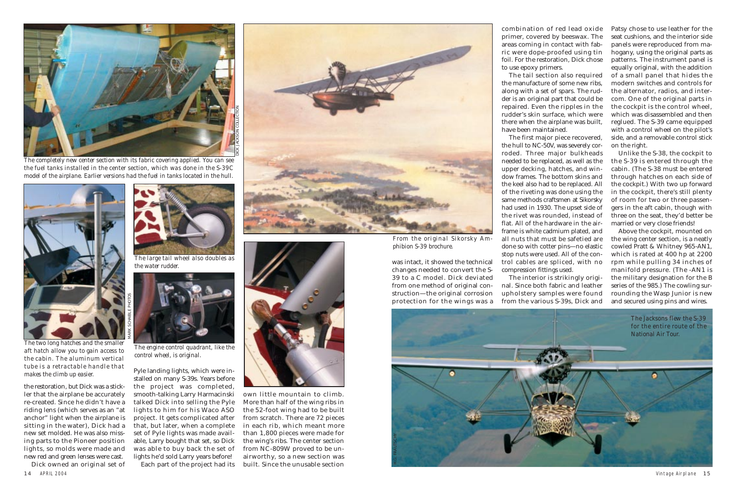The completely new center section with its fabric covering applied. You can see the fuel tanks installed in the center section, which was done in the S-39C model of the airplane. Earlier versions had the fuel in tanks located in the hull.

The two long hatches and the smaller aft hatch allow you to gain access to the cabin. The aluminum vertical tube is a retractable handle that makes the climb up easier.

The large tail wheel also doubles as the water rudder.

The engine control quadrant, like the control wheel, is original.

From the original Sikorsky Amphibion S-39 brochure.

the restoration, but Dick was a stickler that the airplane be accurately re-created. Since he didn't have a riding lens (which serves as an "at anchor" light when the airplane is sitting in the water), Dick had a new set molded. He was also missing parts to the Pioneer position lights, so molds were made and new red and green lenses were cast.

Dick owned an original set of Pyle landing lights, which were installed on many S-39s. Years before the project was completed, smooth-talking Larry Harmacinski talked Dick into selling the Pyle lights to him for his Waco ASO project. It gets complicated after that, but later, when a complete set of Pyle lights was made available, Larry bought that set, so Dick was able to buy back the set of lights he'd sold Larry years before!

Each part of the project had its own little mountain to climb. More than half of the wing ribs in the 52-foot wing had to be built from scratch. There are 72 pieces in each rib, which meant more than 1,800 pieces were made for the wing's ribs. The center section from NC-809W proved to be unairworthy, so a new section was built. Since the unusable section was intact, it showed the technical changes needed to convert the S-39 to a C model. Dick deviated from one method of original construction—the original corrosion protection for the wings was a combination of red lead oxide primer, covered by beeswax. The areas coming in contact with fabric were dope-proofed using tin foil. For the restoration, Dick chose to use epoxy primers.

The tail section also required the manufacture of some new ribs, along with a set of spars. The rudder is an original part that could be repaired. Even the ripples in the rudder's skin surface, which were there when the airplane was built, have been maintained.

The first major piece recovered, the hull to NC-50V, was severely corroded. Three major bulkheads needed to be replaced, as well as the upper decking, hatches, and window frames. The bottom skins and the keel also had to be replaced. All of the riveting was done using the same methods craftsmen at Sikorsky had used in 1930. The upset side of the rivet was rounded, instead of flat. All of the hardware in the airframe is white cadmium plated, and all nuts that must be safetied are done so with cotter pins—no elastic stop nuts were used. All of the control cables are spliced, with no compression fittings used.

The interior is strikingly original. Since both fabric and leather upholstery samples were found from the various S-39s, Dick and Patsy chose to use leather for the seat cushions, and the interior side panels were reproduced from mahogany, using the original parts as patterns. The instrument panel is equally original, with the addition of a small panel that hides the modern switches and controls for the alternator, radios, and intercom. One of the original parts in the cockpit is the control wheel, which was disassembled and then reglued. The S-39 came equipped with a control wheel on the pilot's side, and a removable control stick on the right.

Unlike the S-38, the cockpit to the S-39 is entered through the cabin. (The S-38 must be entered through hatches on each side of the cockpit.) With two up forward in the cockpit, there's still plenty of room for two or three passengers in the aft cabin, though with three on the seat, they'd better be married or very close friends!

Above the cockpit, mounted on the wing center section, is a neatly cowled Pratt & Whitney 965-AN1, which is rated at 400 hp at 2200 rpm while pulling 34 inches of manifold pressure. (The -AN1 is the military designation for the B series of the 985.) The cowling surrounding the Wasp Junior is new and secured using pins and wires.

The Jacksons flew the S-39 for the entire route of the National Air Tour.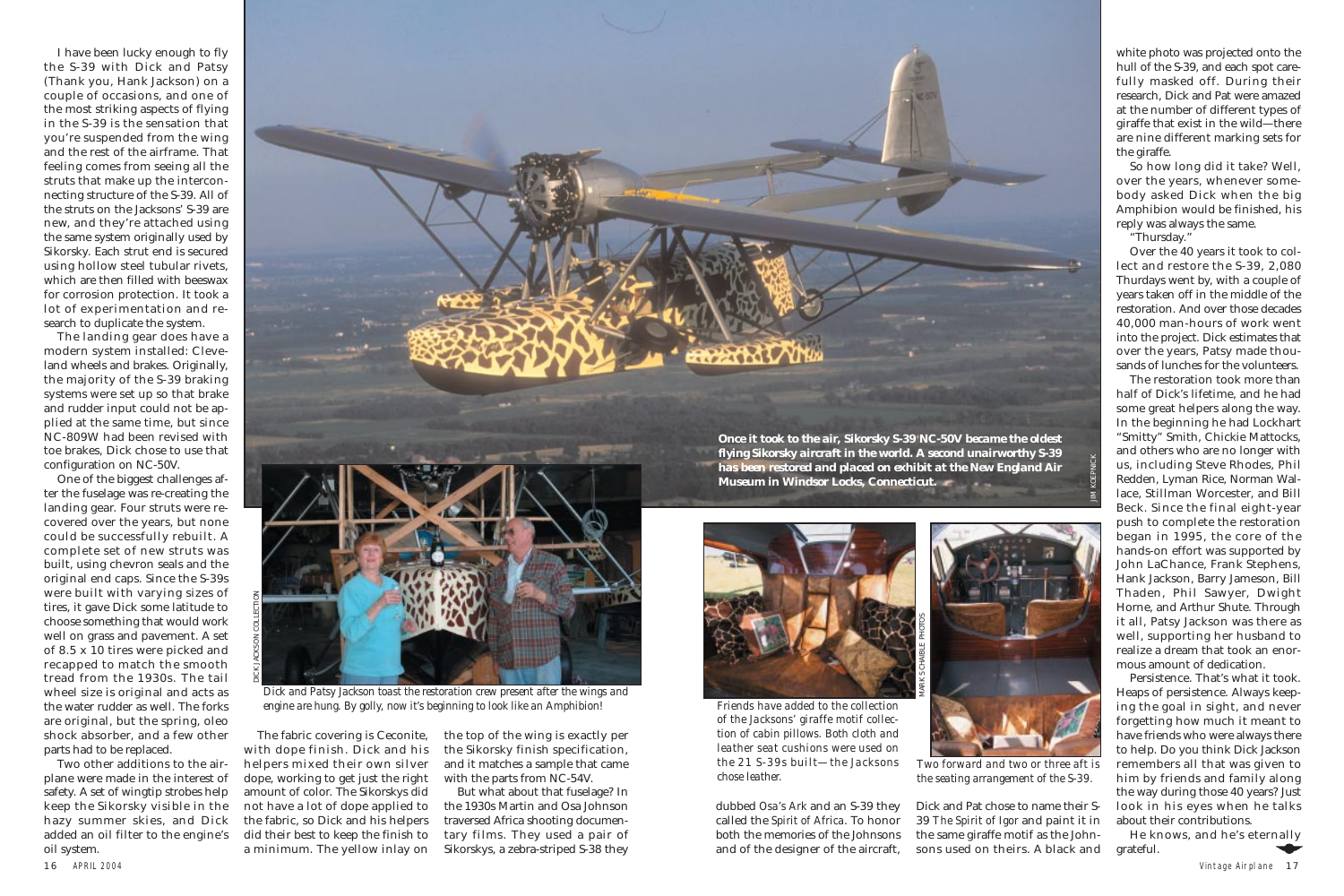I have been lucky enough to fly the S-39 with Dick and Patsy (Thank you, Hank Jackson) on a couple of occasions, and one of the most striking aspects of flying in the S-39 is the sensation that you're suspended from the wing and the rest of the airframe. That feeling comes from seeing all the struts that make up the interconnecting structure of the S-39. All of the struts on the Jacksons' S-39 are new, and they're attached using the same system originally used by Sikorsky. Each strut end is secured using hollow steel tubular rivets, which are then filled with beeswax for corrosion protection. It took a lot of experimentation and research to duplicate the system.

The landing gear does have a modern system installed: Cleveland wheels and brakes. Originally, the majority of the S-39 braking systems were set up so that brake and rudder input could not be applied at the same time, but since NC-809W had been revised with toe brakes, Dick chose to use that configuration on NC-50V.

One of the biggest challenges after the fuselage was re-creating the landing gear. Four struts were recovered over the years, but none could be successfully rebuilt. A complete set of new struts was built, using chevron seals and the original end caps. Since the S-39s were built with varying sizes of tires, it gave Dick some latitude to choose something that would work well on grass and pavement. A set of 8.5 x 10 tires were picked and recapped to match the smooth tread from the 1930s. The tail wheel size is original and acts as the water rudder as well. The forks are original, but the spring, oleo shock absorber, and a few other parts had to be replaced.

Two other additions to the airplane were made in the interest of safety. A set of wingtip strobes help keep the Sikorsky visible in the hazy summer skies, and Dick added an oil filter to the engine's oil system.

**Once it took to the air, Sikorsky S-39 NC-50V became the oldest flying Sikorsky aircraft in the world. A second unairworthy S-39 has been restored and placed on exhibit at the New England Air Museum in Windsor Locks, Connecticut.**

JIM KOEPNICK

DICK JACKSON COLLECTION

*Dick and Patsy Jackson toast the restoration crew present after the wings and engine are hung. By golly, now it's beginning to look like an Amphibion!*

The fabric covering is Ceconite, with dope finish. Dick and his helpers mixed their own silver dope, working to get just the right amount of color. The Sikorskys did not have a lot of dope applied to the fabric, so Dick and his helpers did their best to keep the finish to a minimum. The yellow inlay on the top of the wing is exactly per the Sikorsky finish specification, and it matches a sample that came with the parts from NC-54V.

But what about that fuselage? In the 1930s Martin and Osa Johnson traversed Africa shooting documentary films. They used a pair of Sikorskys, a zebra-striped S-38 they dubbed *Osa's Ark* and an S-39 they called the *Spirit of Africa*. To honor both the memories of the Johnsons and of the designer of the aircraft, Dick and Pat chose to name their S-39 *The Spirit of Igor* and paint it in the same giraffe motif as the Johnsons used on theirs. A black and white photo was projected onto the hull of the S-39, and each spot carefully masked off. During their research, Dick and Pat were amazed at the number of different types of giraffe that exist in the wild—there are nine different marking sets for the giraffe.

MARK SCHAIBLE PHOTOS

*Friends have added to the collection of the Jacksons' giraffe motif collection of cabin pillows. Both cloth and leather seat cushions were used on the 21 S-39s built—the Jacksons chose leather.*

*Two forward and two or three aft is the seating arrangement of the S-39.*

So how long did it take? Well, over the years, whenever somebody asked Dick when the big Amphibion would be finished, his reply was always the same.

"Thursday."

Over the 40 years it took to collect and restore the S-39, 2,080 Thurdays went by, with a couple of years taken off in the middle of the restoration. And over those decades 40,000 man-hours of work went into the project. Dick estimates that over the years, Patsy made thousands of lunches for the volunteers.

The restoration took more than half of Dick's lifetime, and he had some great helpers along the way. In the beginning he had Lockhart "Smitty" Smith, Chickie Mattocks, and others who are no longer with us, including Steve Rhodes, Phil Redden, Lyman Rice, Norman Wallace, Stillman Worcester, and Bill Beck. Since the final eight-year push to complete the restoration began in 1995, the core of the hands-on effort was supported by John LaChance, Frank Stephens, Hank Jackson, Barry Jameson, Bill Thaden, Phil Sawyer, Dwight Horne, and Arthur Shute. Through it all, Patsy Jackson was there as well, supporting her husband to realize a dream that took an enormous amount of dedication.

Persistence. That's what it took. Heaps of persistence. Always keeping the goal in sight, and never forgetting how much it meant to have friends who were always there to help. Do you think Dick Jackson remembers all that was given to him by friends and family along the way during those 40 years? Just look in his eyes when he talks about their contributions.

He knows, and he's eternally grateful.